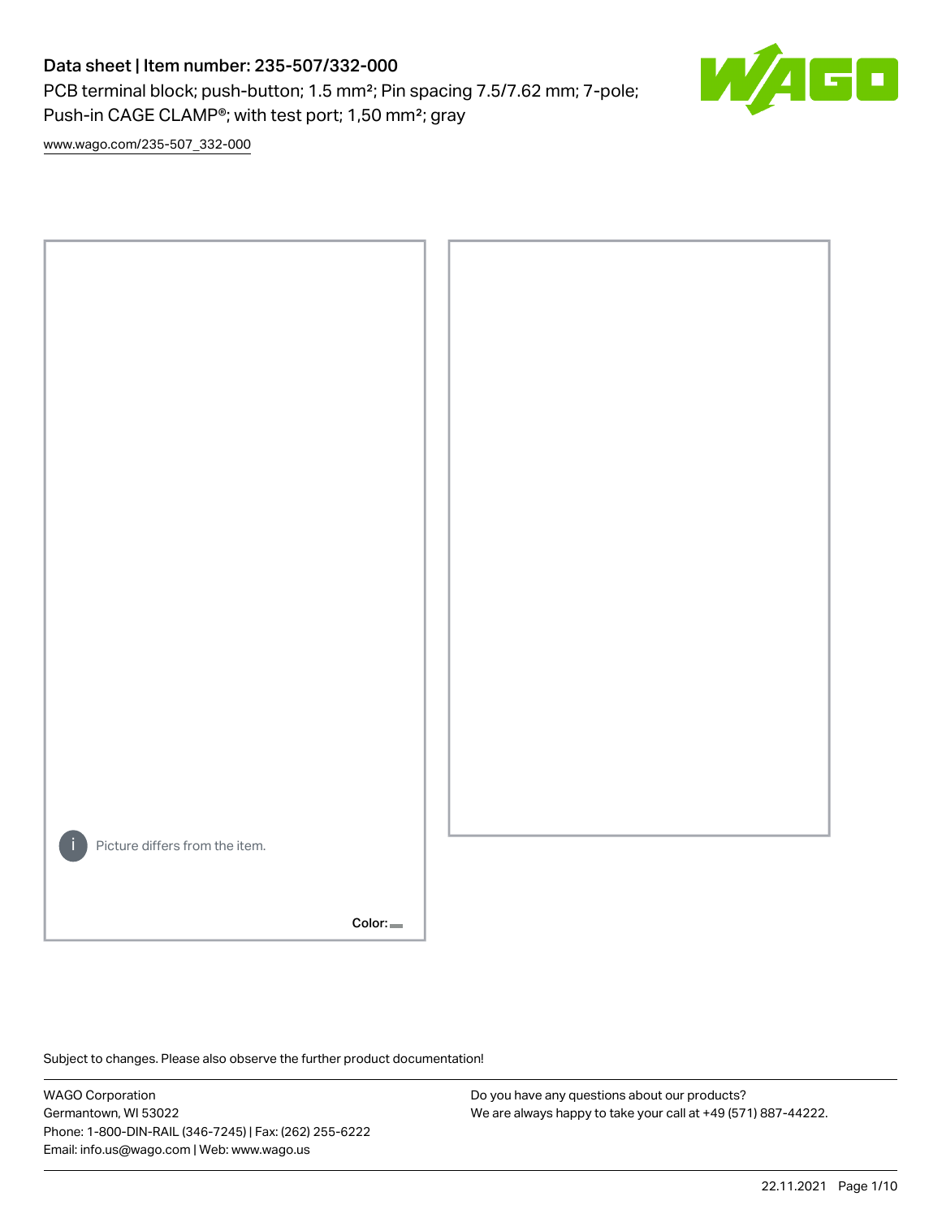# Data sheet | Item number: 235-507/332-000

PCB terminal block; push-button; 1.5 mm²; Pin spacing 7.5/7.62 mm; 7-pole; Push-in CAGE CLAMP®; with test port; 1,50 mm²; gray

www.wago.com/235-507_332-000

Picture differs from the item.

Color:

Subject to changes. Please also observe the further product documentation!

WAGO Corporation
Germantown, WI 53022
Phone: 1-800-DIN-RAIL (346-7245) | Fax: (262) 255-6222
Email: info.us@wago.com | Web: www.wago.us

Do you have any questions about our products?
We are always happy to take your call at +49 (571) 887-44222.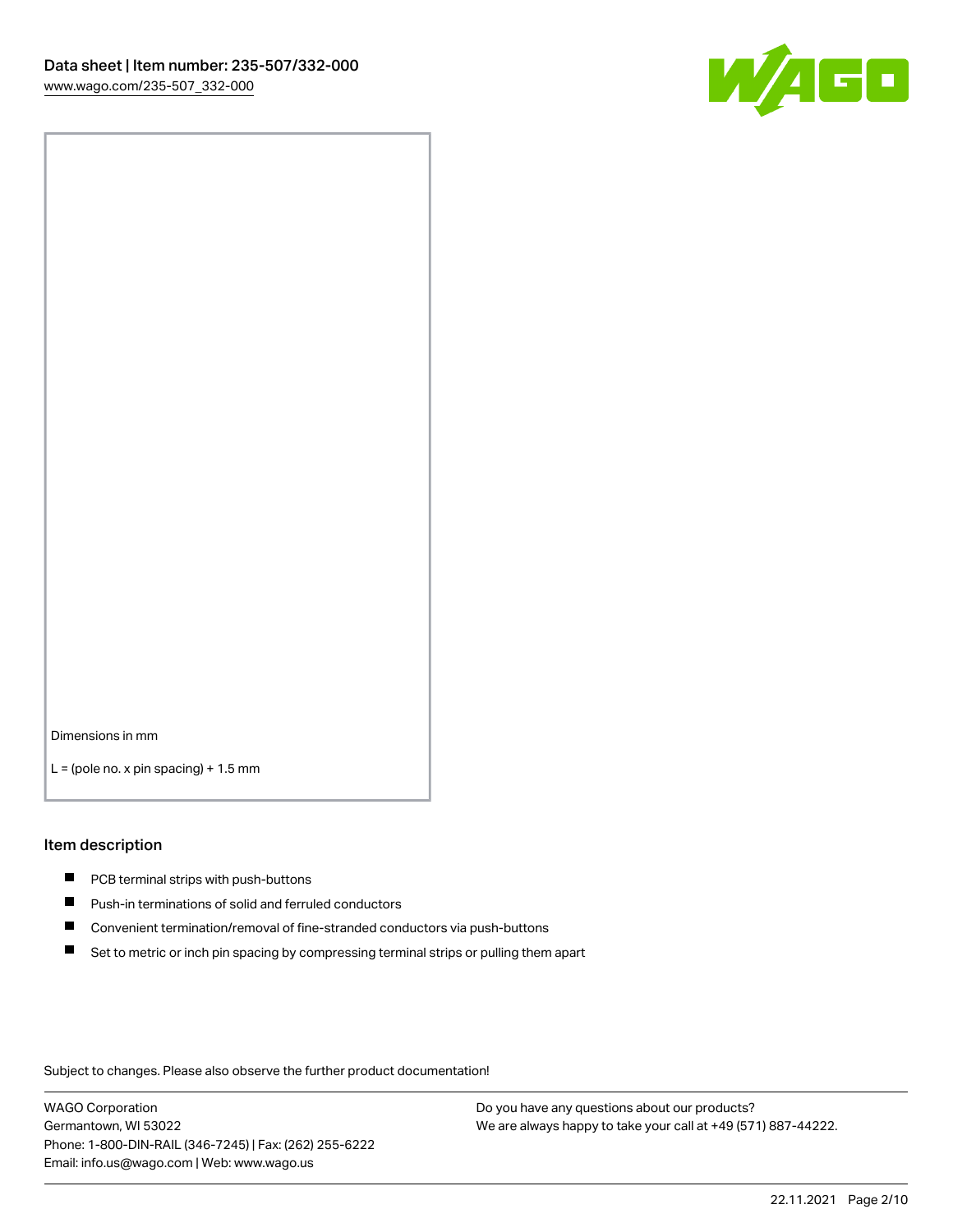Dimensions in mm

L = (pole no. x pin spacing) + 1.5 mm

## Item description

- PCB terminal strips with push-buttons
- Push-in terminations of solid and ferruled conductors
- Convenient termination/removal of fine-stranded conductors via push-buttons
- Set to metric or inch pin spacing by compressing terminal strips or pulling them apart

Subject to changes. Please also observe the further product documentation!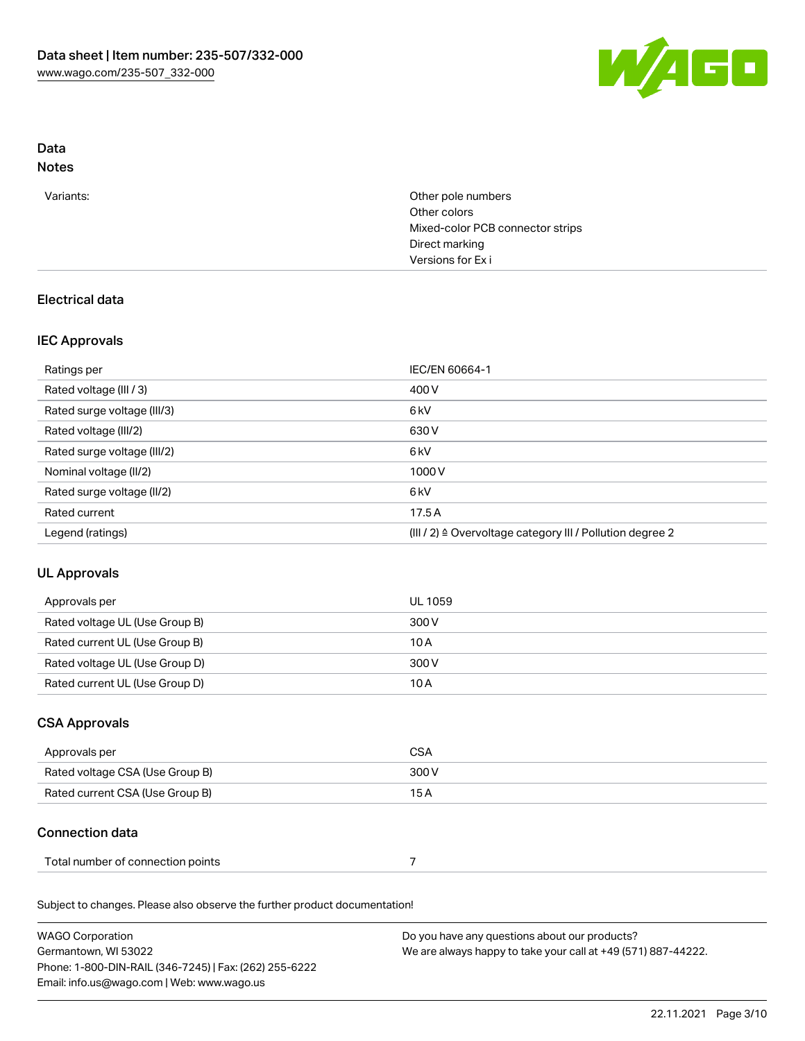## Data
### Notes

| | |
|---|---|
| Variants: | Other pole numbers<br>Other colors<br>Mixed-color PCB connector strips<br>Direct marking<br>Versions for Ex i |

## Electrical data

### IEC Approvals

| | |
|---|---|
| Ratings per | IEC/EN 60664-1 |
| Rated voltage (III / 3) | 400 V |
| Rated surge voltage (III/3) | 6 kV |
| Rated voltage (III/2) | 630 V |
| Rated surge voltage (III/2) | 6 kV |
| Nominal voltage (II/2) | 1000 V |
| Rated surge voltage (II/2) | 6 kV |
| Rated current | 17.5 A |
| Legend (ratings) | (III / 2) ≙ Overvoltage category III / Pollution degree 2 |

### UL Approvals

| | |
|---|---|
| Approvals per | UL 1059 |
| Rated voltage UL (Use Group B) | 300 V |
| Rated current UL (Use Group B) | 10 A |
| Rated voltage UL (Use Group D) | 300 V |
| Rated current UL (Use Group D) | 10 A |

### CSA Approvals

| | |
|---|---|
| Approvals per | CSA |
| Rated voltage CSA (Use Group B) | 300 V |
| Rated current CSA (Use Group B) | 15 A |

### Connection data

| | |
|---|---|
| Total number of connection points | 7 |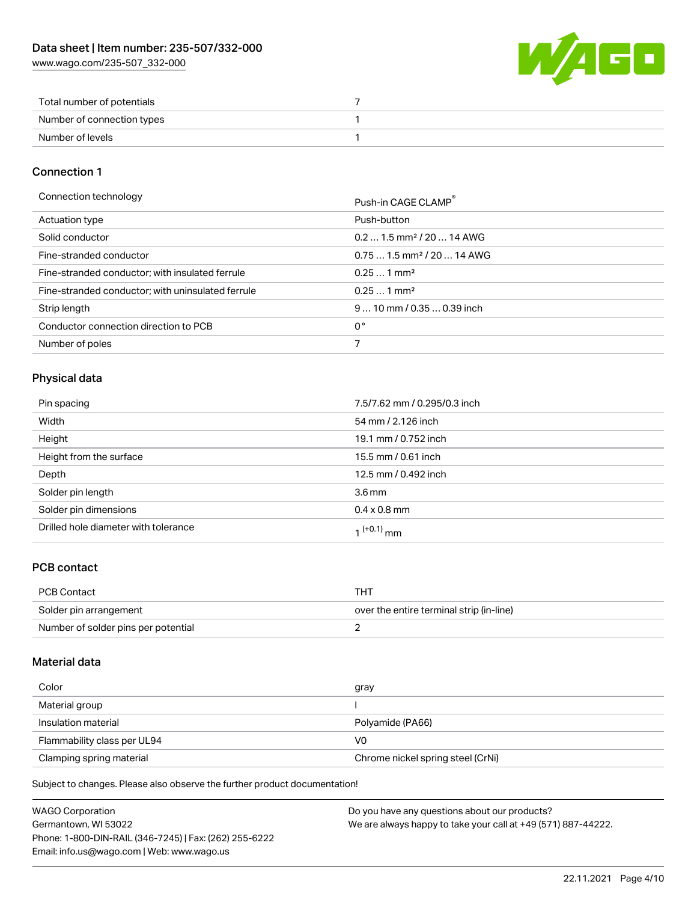| | |
|---|---|
| Total number of potentials | 7 |
| Number of connection types | 1 |
| Number of levels | 1 |

## Connection 1

| | |
|---|---|
| Connection technology | Push-in CAGE CLAMP® |
| Actuation type | Push-button |
| Solid conductor | 0.2 … 1.5 mm² / 20 … 14 AWG |
| Fine-stranded conductor | 0.75 … 1.5 mm² / 20 … 14 AWG |
| Fine-stranded conductor; with insulated ferrule | 0.25 … 1 mm² |
| Fine-stranded conductor; with uninsulated ferrule | 0.25 … 1 mm² |
| Strip length | 9 … 10 mm / 0.35 … 0.39 inch |
| Conductor connection direction to PCB | 0 ° |
| Number of poles | 7 |

## Physical data

| | |
|---|---|
| Pin spacing | 7.5/7.62 mm / 0.295/0.3 inch |
| Width | 54 mm / 2.126 inch |
| Height | 19.1 mm / 0.752 inch |
| Height from the surface | 15.5 mm / 0.61 inch |
| Depth | 12.5 mm / 0.492 inch |
| Solder pin length | 3.6 mm |
| Solder pin dimensions | 0.4 x 0.8 mm |
| Drilled hole diameter with tolerance | $1^{(+0.1)}$ mm |

## PCB contact

| | |
|---|---|
| PCB Contact | THT |
| Solder pin arrangement | over the entire terminal strip (in-line) |
| Number of solder pins per potential | 2 |

## Material data

| | |
|---|---|
| Color | gray |
| Material group | I |
| Insulation material | Polyamide (PA66) |
| Flammability class per UL94 | V0 |
| Clamping spring material | Chrome nickel spring steel (CrNi) |

Subject to changes. Please also observe the further product documentation!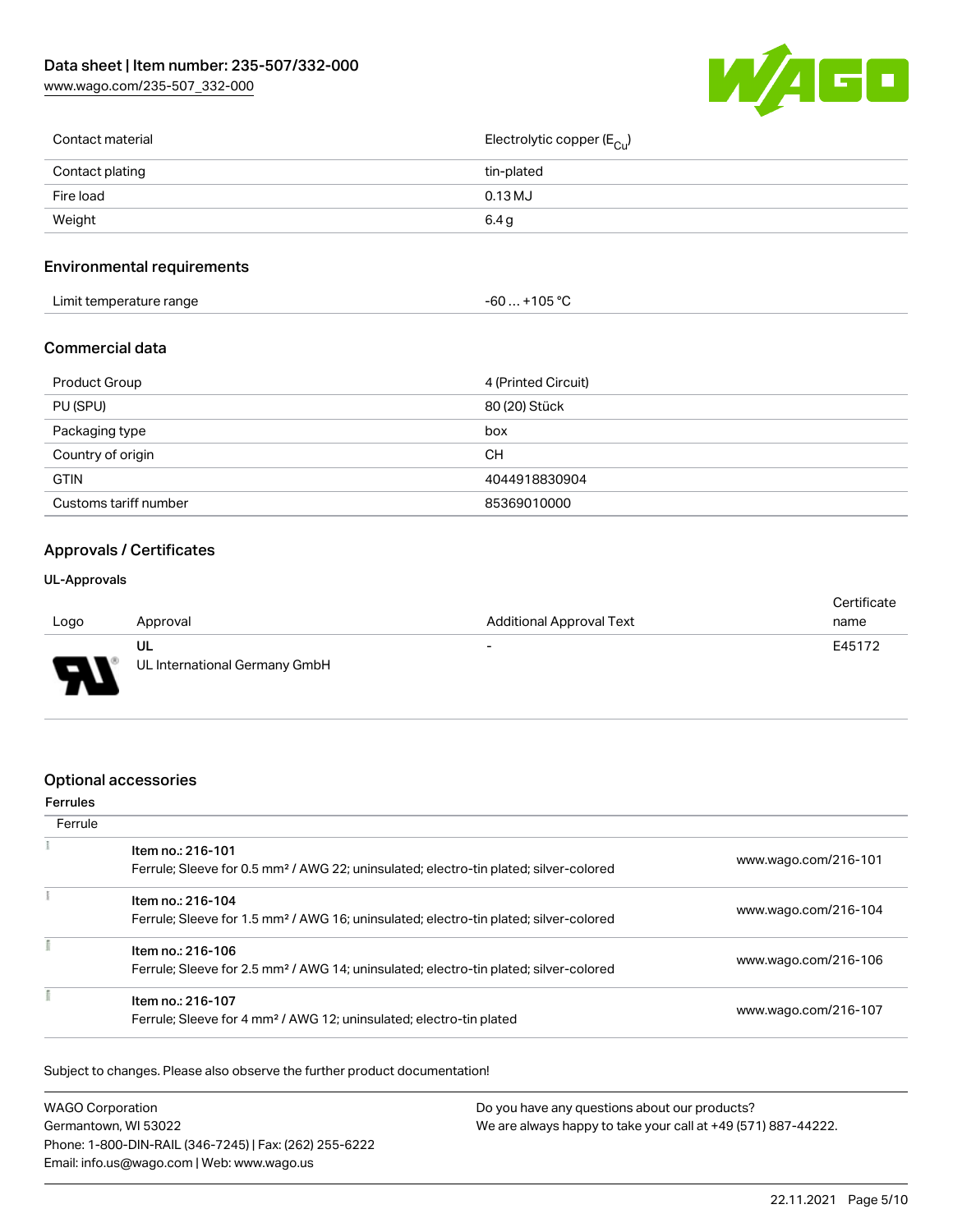| Contact material | Electrolytic copper ($E_{Cu}$) |
| --- | --- |
| Contact plating | tin-plated |
| Fire load | 0.13 MJ |
| Weight | 6.4 g |

## Environmental requirements

| Limit temperature range | -60 … +105 °C |
| --- | --- |

## Commercial data

| Product Group | 4 (Printed Circuit) |
| --- | --- |
| PU (SPU) | 80 (20) Stück |
| Packaging type | box |
| Country of origin | CH |
| GTIN | 4044918830904 |
| Customs tariff number | 85369010000 |

## Approvals / Certificates

### UL-Approvals

| Logo | Approval | Additional Approval Text | Certificate name |
| --- | --- | --- | --- |
| | UL<br>UL International Germany GmbH | - | E45172 |

## Optional accessories

### Ferrules

| Ferrule | | |
| --- | --- | --- |
| | Item no.: 216-101<br>Ferrule; Sleeve for 0.5 mm² / AWG 22; uninsulated; electro-tin plated; silver-colored | www.wago.com/216-101 |
| | Item no.: 216-104<br>Ferrule; Sleeve for 1.5 mm² / AWG 16; uninsulated; electro-tin plated; silver-colored | www.wago.com/216-104 |
| | Item no.: 216-106<br>Ferrule; Sleeve for 2.5 mm² / AWG 14; uninsulated; electro-tin plated; silver-colored | www.wago.com/216-106 |
| | Item no.: 216-107<br>Ferrule; Sleeve for 4 mm² / AWG 12; uninsulated; electro-tin plated | www.wago.com/216-107 |

Subject to changes. Please also observe the further product documentation!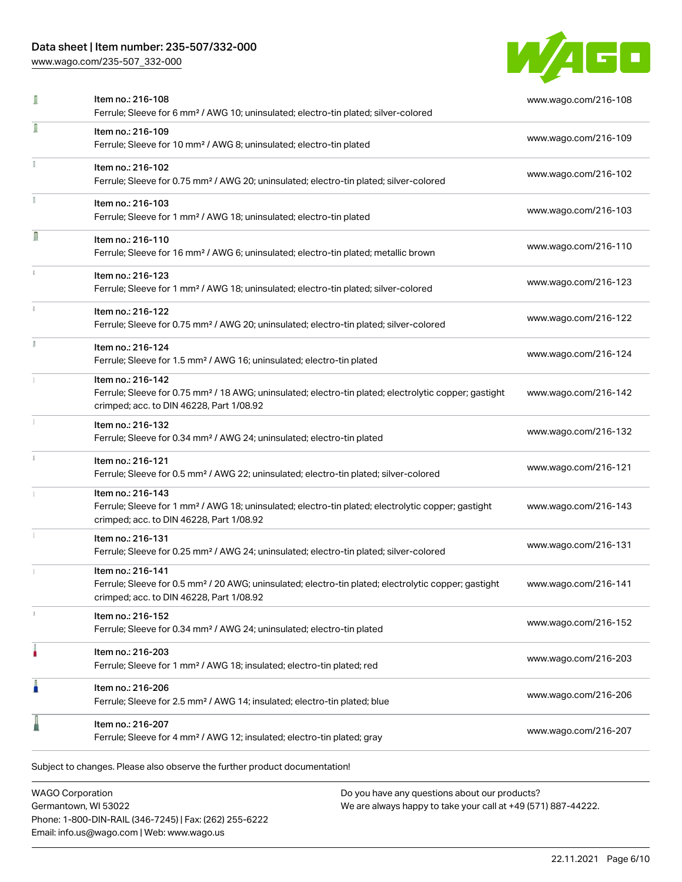| Item | Link |
| --- | --- |
| Item no.: 216-108<br>Ferrule; Sleeve for 6 mm² / AWG 10; uninsulated; electro-tin plated; silver-colored | www.wago.com/216-108 |
| Item no.: 216-109<br>Ferrule; Sleeve for 10 mm² / AWG 8; uninsulated; electro-tin plated | www.wago.com/216-109 |
| Item no.: 216-102<br>Ferrule; Sleeve for 0.75 mm² / AWG 20; uninsulated; electro-tin plated; silver-colored | www.wago.com/216-102 |
| Item no.: 216-103<br>Ferrule; Sleeve for 1 mm² / AWG 18; uninsulated; electro-tin plated | www.wago.com/216-103 |
| Item no.: 216-110<br>Ferrule; Sleeve for 16 mm² / AWG 6; uninsulated; electro-tin plated; metallic brown | www.wago.com/216-110 |
| Item no.: 216-123<br>Ferrule; Sleeve for 1 mm² / AWG 18; uninsulated; electro-tin plated; silver-colored | www.wago.com/216-123 |
| Item no.: 216-122<br>Ferrule; Sleeve for 0.75 mm² / AWG 20; uninsulated; electro-tin plated; silver-colored | www.wago.com/216-122 |
| Item no.: 216-124<br>Ferrule; Sleeve for 1.5 mm² / AWG 16; uninsulated; electro-tin plated | www.wago.com/216-124 |
| Item no.: 216-142<br>Ferrule; Sleeve for 0.75 mm² / 18 AWG; uninsulated; electro-tin plated; electrolytic copper; gastight crimped; acc. to DIN 46228, Part 1/08.92 | www.wago.com/216-142 |
| Item no.: 216-132<br>Ferrule; Sleeve for 0.34 mm² / AWG 24; uninsulated; electro-tin plated | www.wago.com/216-132 |
| Item no.: 216-121<br>Ferrule; Sleeve for 0.5 mm² / AWG 22; uninsulated; electro-tin plated; silver-colored | www.wago.com/216-121 |
| Item no.: 216-143<br>Ferrule; Sleeve for 1 mm² / AWG 18; uninsulated; electro-tin plated; electrolytic copper; gastight crimped; acc. to DIN 46228, Part 1/08.92 | www.wago.com/216-143 |
| Item no.: 216-131<br>Ferrule; Sleeve for 0.25 mm² / AWG 24; uninsulated; electro-tin plated; silver-colored | www.wago.com/216-131 |
| Item no.: 216-141<br>Ferrule; Sleeve for 0.5 mm² / 20 AWG; uninsulated; electro-tin plated; electrolytic copper; gastight crimped; acc. to DIN 46228, Part 1/08.92 | www.wago.com/216-141 |
| Item no.: 216-152<br>Ferrule; Sleeve for 0.34 mm² / AWG 24; uninsulated; electro-tin plated | www.wago.com/216-152 |
| Item no.: 216-203<br>Ferrule; Sleeve for 1 mm² / AWG 18; insulated; electro-tin plated; red | www.wago.com/216-203 |
| Item no.: 216-206<br>Ferrule; Sleeve for 2.5 mm² / AWG 14; insulated; electro-tin plated; blue | www.wago.com/216-206 |
| Item no.: 216-207<br>Ferrule; Sleeve for 4 mm² / AWG 12; insulated; electro-tin plated; gray | www.wago.com/216-207 |

Subject to changes. Please also observe the further product documentation!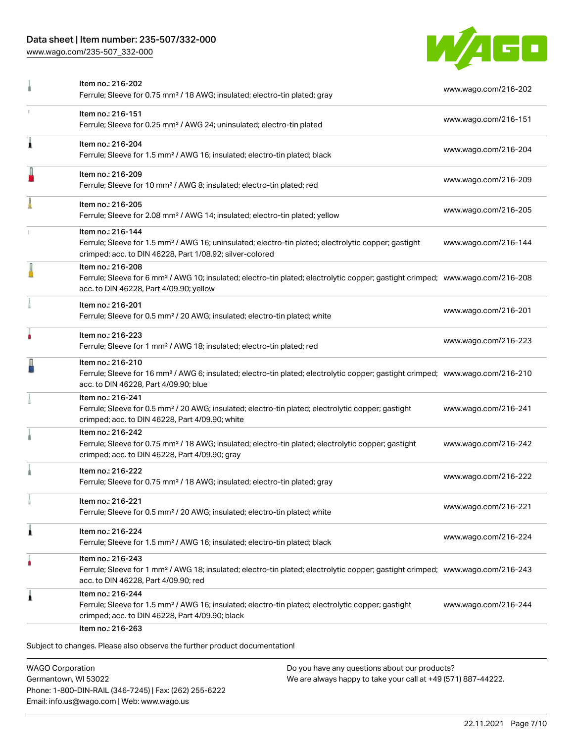| | | |
|---|---|---|
| | Item no.: 216-202<br>Ferrule; Sleeve for 0.75 mm² / 18 AWG; insulated; electro-tin plated; gray | www.wago.com/216-202 |
| | Item no.: 216-151<br>Ferrule; Sleeve for 0.25 mm² / AWG 24; uninsulated; electro-tin plated | www.wago.com/216-151 |
| | Item no.: 216-204<br>Ferrule; Sleeve for 1.5 mm² / AWG 16; insulated; electro-tin plated; black | www.wago.com/216-204 |
| | Item no.: 216-209<br>Ferrule; Sleeve for 10 mm² / AWG 8; insulated; electro-tin plated; red | www.wago.com/216-209 |
| | Item no.: 216-205<br>Ferrule; Sleeve for 2.08 mm² / AWG 14; insulated; electro-tin plated; yellow | www.wago.com/216-205 |
| | Item no.: 216-144<br>Ferrule; Sleeve for 1.5 mm² / AWG 16; uninsulated; electro-tin plated; electrolytic copper; gastight crimped; acc. to DIN 46228, Part 1/08.92; silver-colored | www.wago.com/216-144 |
| | Item no.: 216-208<br>Ferrule; Sleeve for 6 mm² / AWG 10; insulated; electro-tin plated; electrolytic copper; gastight crimped; acc. to DIN 46228, Part 4/09.90; yellow | www.wago.com/216-208 |
| | Item no.: 216-201<br>Ferrule; Sleeve for 0.5 mm² / 20 AWG; insulated; electro-tin plated; white | www.wago.com/216-201 |
| | Item no.: 216-223<br>Ferrule; Sleeve for 1 mm² / AWG 18; insulated; electro-tin plated; red | www.wago.com/216-223 |
| | Item no.: 216-210<br>Ferrule; Sleeve for 16 mm² / AWG 6; insulated; electro-tin plated; electrolytic copper; gastight crimped; acc. to DIN 46228, Part 4/09.90; blue | www.wago.com/216-210 |
| | Item no.: 216-241<br>Ferrule; Sleeve for 0.5 mm² / 20 AWG; insulated; electro-tin plated; electrolytic copper; gastight crimped; acc. to DIN 46228, Part 4/09.90; white | www.wago.com/216-241 |
| | Item no.: 216-242<br>Ferrule; Sleeve for 0.75 mm² / 18 AWG; insulated; electro-tin plated; electrolytic copper; gastight crimped; acc. to DIN 46228, Part 4/09.90; gray | www.wago.com/216-242 |
| | Item no.: 216-222<br>Ferrule; Sleeve for 0.75 mm² / 18 AWG; insulated; electro-tin plated; gray | www.wago.com/216-222 |
| | Item no.: 216-221<br>Ferrule; Sleeve for 0.5 mm² / 20 AWG; insulated; electro-tin plated; white | www.wago.com/216-221 |
| | Item no.: 216-224<br>Ferrule; Sleeve for 1.5 mm² / AWG 16; insulated; electro-tin plated; black | www.wago.com/216-224 |
| | Item no.: 216-243<br>Ferrule; Sleeve for 1 mm² / AWG 18; insulated; electro-tin plated; electrolytic copper; gastight crimped; acc. to DIN 46228, Part 4/09.90; red | www.wago.com/216-243 |
| | Item no.: 216-244<br>Ferrule; Sleeve for 1.5 mm² / AWG 16; insulated; electro-tin plated; electrolytic copper; gastight crimped; acc. to DIN 46228, Part 4/09.90; black | www.wago.com/216-244 |
| | Item no.: 216-263 | |

Subject to changes. Please also observe the further product documentation!

WAGO Corporation
Germantown, WI 53022
Phone: 1-800-DIN-RAIL (346-7245) | Fax: (262) 255-6222
Email: info.us@wago.com | Web: www.wago.us

Do you have any questions about our products?
We are always happy to take your call at +49 (571) 887-44222.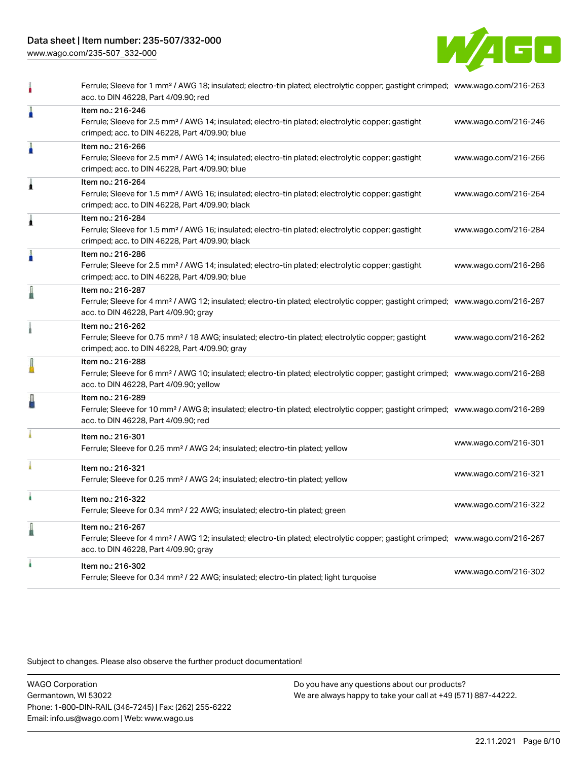| | | |
|---|---|---|
| | Ferrule; Sleeve for 1 mm² / AWG 18; insulated; electro-tin plated; electrolytic copper; gastight crimped; acc. to DIN 46228, Part 4/09.90; red | www.wago.com/216-263 |
| | Item no.: 216-246<br>Ferrule; Sleeve for 2.5 mm² / AWG 14; insulated; electro-tin plated; electrolytic copper; gastight crimped; acc. to DIN 46228, Part 4/09.90; blue | www.wago.com/216-246 |
| | Item no.: 216-266<br>Ferrule; Sleeve for 2.5 mm² / AWG 14; insulated; electro-tin plated; electrolytic copper; gastight crimped; acc. to DIN 46228, Part 4/09.90; blue | www.wago.com/216-266 |
| | Item no.: 216-264<br>Ferrule; Sleeve for 1.5 mm² / AWG 16; insulated; electro-tin plated; electrolytic copper; gastight crimped; acc. to DIN 46228, Part 4/09.90; black | www.wago.com/216-264 |
| | Item no.: 216-284<br>Ferrule; Sleeve for 1.5 mm² / AWG 16; insulated; electro-tin plated; electrolytic copper; gastight crimped; acc. to DIN 46228, Part 4/09.90; black | www.wago.com/216-284 |
| | Item no.: 216-286<br>Ferrule; Sleeve for 2.5 mm² / AWG 14; insulated; electro-tin plated; electrolytic copper; gastight crimped; acc. to DIN 46228, Part 4/09.90; blue | www.wago.com/216-286 |
| | Item no.: 216-287<br>Ferrule; Sleeve for 4 mm² / AWG 12; insulated; electro-tin plated; electrolytic copper; gastight crimped; acc. to DIN 46228, Part 4/09.90; gray | www.wago.com/216-287 |
| | Item no.: 216-262<br>Ferrule; Sleeve for 0.75 mm² / 18 AWG; insulated; electro-tin plated; electrolytic copper; gastight crimped; acc. to DIN 46228, Part 4/09.90; gray | www.wago.com/216-262 |
| | Item no.: 216-288<br>Ferrule; Sleeve for 6 mm² / AWG 10; insulated; electro-tin plated; electrolytic copper; gastight crimped; acc. to DIN 46228, Part 4/09.90; yellow | www.wago.com/216-288 |
| | Item no.: 216-289<br>Ferrule; Sleeve for 10 mm² / AWG 8; insulated; electro-tin plated; electrolytic copper; gastight crimped; acc. to DIN 46228, Part 4/09.90; red | www.wago.com/216-289 |
| | Item no.: 216-301<br>Ferrule; Sleeve for 0.25 mm² / AWG 24; insulated; electro-tin plated; yellow | www.wago.com/216-301 |
| | Item no.: 216-321<br>Ferrule; Sleeve for 0.25 mm² / AWG 24; insulated; electro-tin plated; yellow | www.wago.com/216-321 |
| | Item no.: 216-322<br>Ferrule; Sleeve for 0.34 mm² / 22 AWG; insulated; electro-tin plated; green | www.wago.com/216-322 |
| | Item no.: 216-267<br>Ferrule; Sleeve for 4 mm² / AWG 12; insulated; electro-tin plated; electrolytic copper; gastight crimped; acc. to DIN 46228, Part 4/09.90; gray | www.wago.com/216-267 |
| | Item no.: 216-302<br>Ferrule; Sleeve for 0.34 mm² / 22 AWG; insulated; electro-tin plated; light turquoise | www.wago.com/216-302 |

Subject to changes. Please also observe the further product documentation!

WAGO Corporation
Germantown, WI 53022
Phone: 1-800-DIN-RAIL (346-7245) | Fax: (262) 255-6222
Email: info.us@wago.com | Web: www.wago.us

Do you have any questions about our products?
We are always happy to take your call at +49 (571) 887-44222.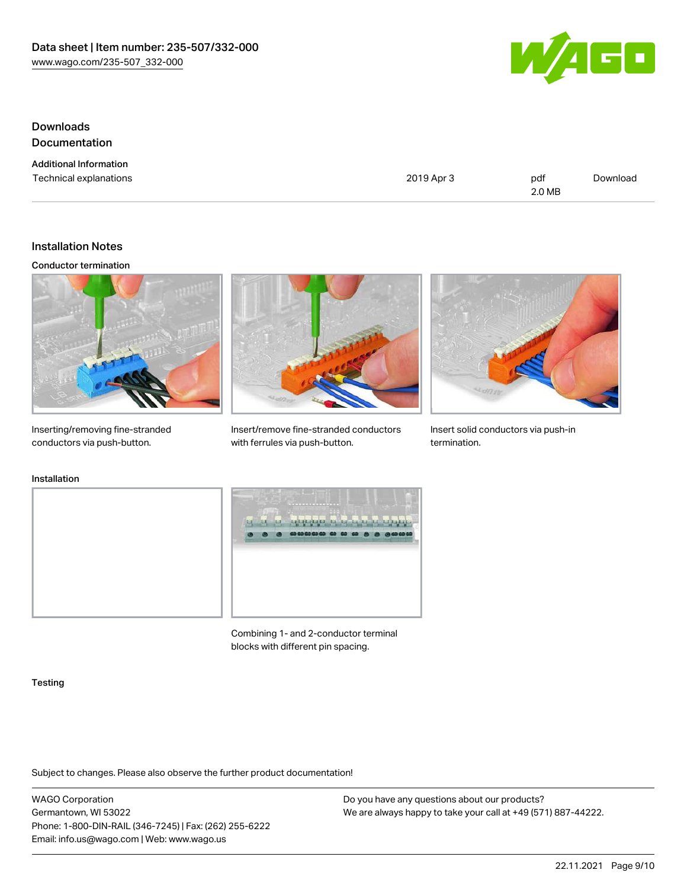## Downloads

## Documentation

### Additional Information

| Technical explanations | 2019 Apr 3 | pdf 2.0 MB | Download |
| --- | --- | --- | --- |

## Installation Notes

### Conductor termination

Inserting/removing fine-stranded conductors via push-button.

Insert/remove fine-stranded conductors with ferrules via push-button.

Insert solid conductors via push-in termination.

### Installation

Combining 1- and 2-conductor terminal blocks with different pin spacing.

### Testing

Subject to changes. Please also observe the further product documentation!

WAGO Corporation
Germantown, WI 53022
Phone: 1-800-DIN-RAIL (346-7245) | Fax: (262) 255-6222
Email: info.us@wago.com | Web: www.wago.us

Do you have any questions about our products?
We are always happy to take your call at +49 (571) 887-44222.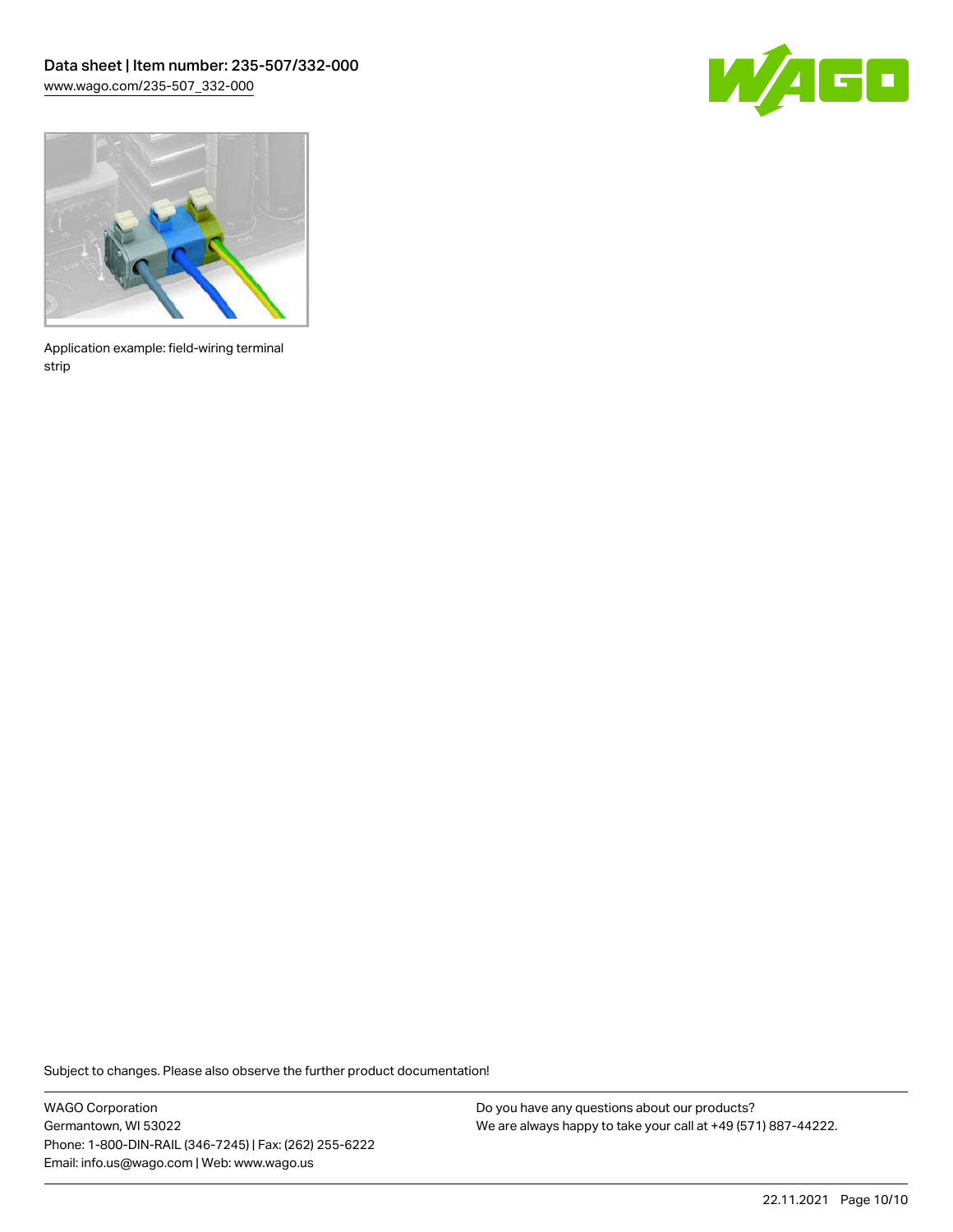Application example: field-wiring terminal strip

Subject to changes. Please also observe the further product documentation!

WAGO Corporation
Germantown, WI 53022
Phone: 1-800-DIN-RAIL (346-7245) | Fax: (262) 255-6222
Email: info.us@wago.com | Web: www.wago.us

Do you have any questions about our products?
We are always happy to take your call at +49 (571) 887-44222.